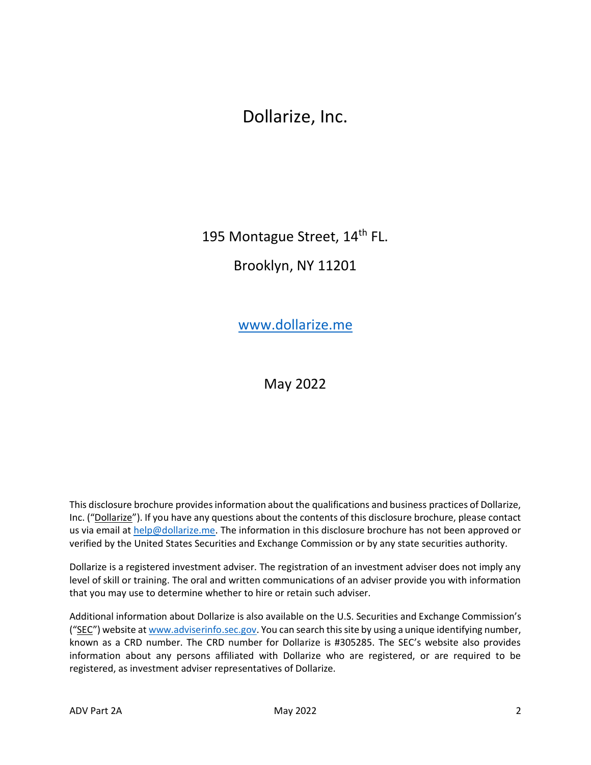# Dollarize, Inc.

195 Montague Street, 14th FL.

Brooklyn, NY 11201

www.dollarize.me

May 2022

This disclosure brochure provides information about the qualifications and business practices of Dollarize, Inc. ("Dollarize"). If you have any questions about the contents of this disclosure brochure, please contact us via email at help@dollarize.me. The information in this disclosure brochure has not been approved or verified by the United States Securities and Exchange Commission or by any state securities authority.

Dollarize is a registered investment adviser. The registration of an investment adviser does not imply any level of skill or training. The oral and written communications of an adviser provide you with information that you may use to determine whether to hire or retain such adviser.

Additional information about Dollarize is also available on the U.S. Securities and Exchange Commission's ("SEC") website at www.adviserinfo.sec.gov. You can search this site by using a unique identifying number, known as a CRD number. The CRD number for Dollarize is #305285. The SEC's website also provides information about any persons affiliated with Dollarize who are registered, or are required to be registered, as investment adviser representatives of Dollarize.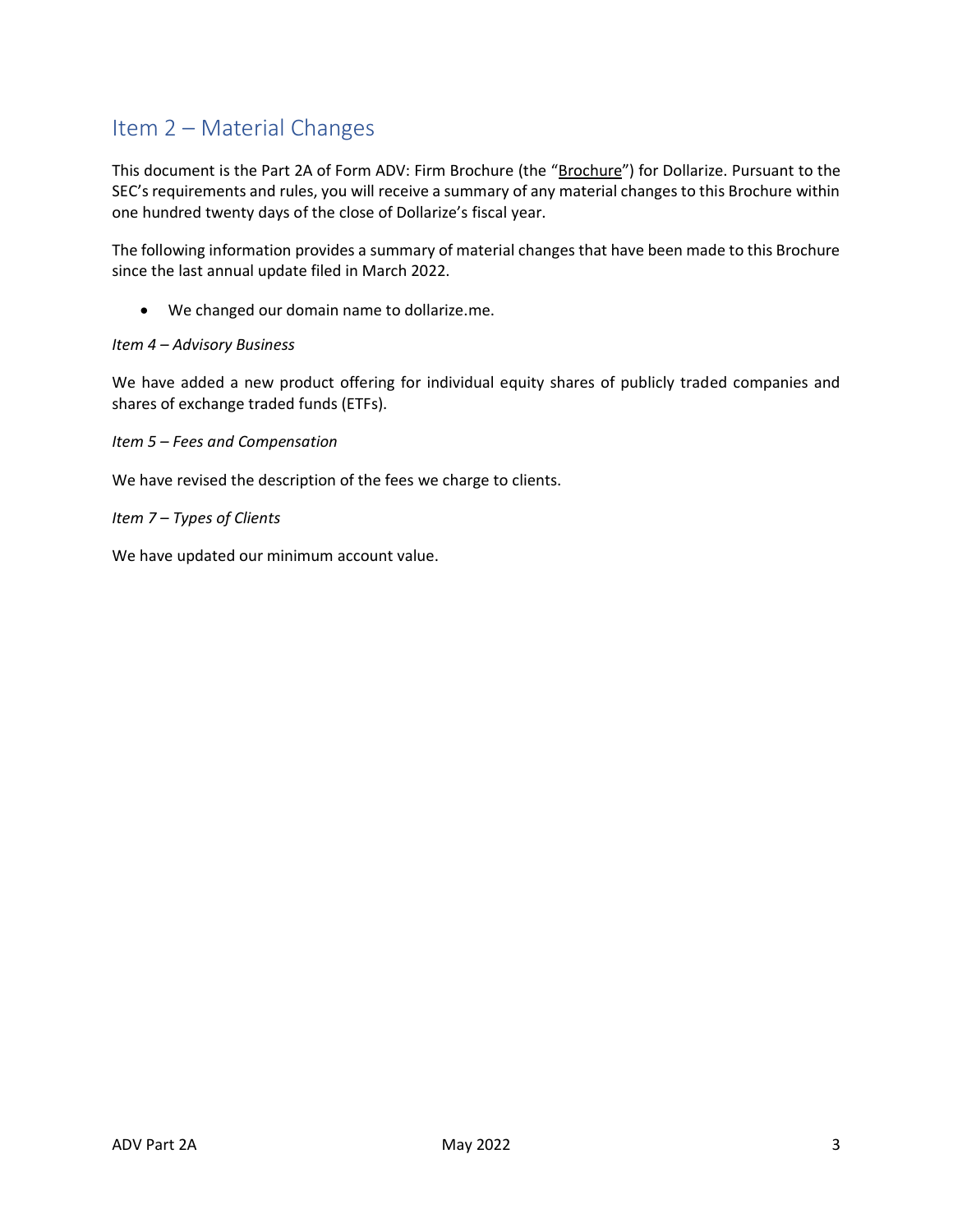## Item 2 – Material Changes

This document is the Part 2A of Form ADV: Firm Brochure (the "Brochure") for Dollarize. Pursuant to the SEC's requirements and rules, you will receive a summary of any material changes to this Brochure within one hundred twenty days of the close of Dollarize's fiscal year.

The following information provides a summary of material changes that have been made to this Brochure since the last annual update filed in March 2022.

- We changed our domain name to dollarize.me.

*Item 4 – Advisory Business*

We have added a new product offering for individual equity shares of publicly traded companies and shares of exchange traded funds (ETFs).

*Item 5 – Fees and Compensation*

We have revised the description of the fees we charge to clients.

*Item 7 – Types of Clients*

We have updated our minimum account value.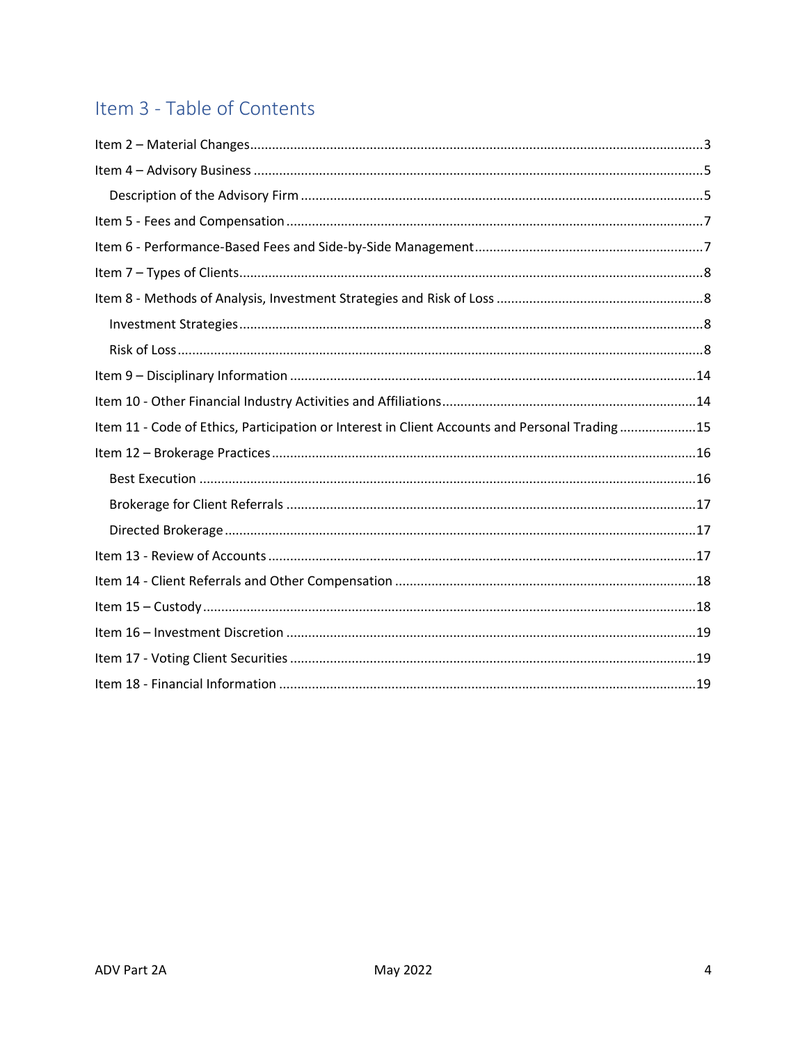## Item 3 - Table of Contents

Item 2 – Material Changes ..... 3
Item 4 – Advisory Business ..... 5
    Description of the Advisory Firm ..... 5
Item 5 - Fees and Compensation ..... 7
Item 6 - Performance-Based Fees and Side-by-Side Management ..... 7
Item 7 – Types of Clients ..... 8
Item 8 - Methods of Analysis, Investment Strategies and Risk of Loss ..... 8
    Investment Strategies ..... 8
    Risk of Loss ..... 8
Item 9 – Disciplinary Information ..... 14
Item 10 - Other Financial Industry Activities and Affiliations ..... 14
Item 11 - Code of Ethics, Participation or Interest in Client Accounts and Personal Trading ..... 15
Item 12 – Brokerage Practices ..... 16
    Best Execution ..... 16
    Brokerage for Client Referrals ..... 17
    Directed Brokerage ..... 17
Item 13 - Review of Accounts ..... 17
Item 14 - Client Referrals and Other Compensation ..... 18
Item 15 – Custody ..... 18
Item 16 – Investment Discretion ..... 19
Item 17 - Voting Client Securities ..... 19
Item 18 - Financial Information ..... 19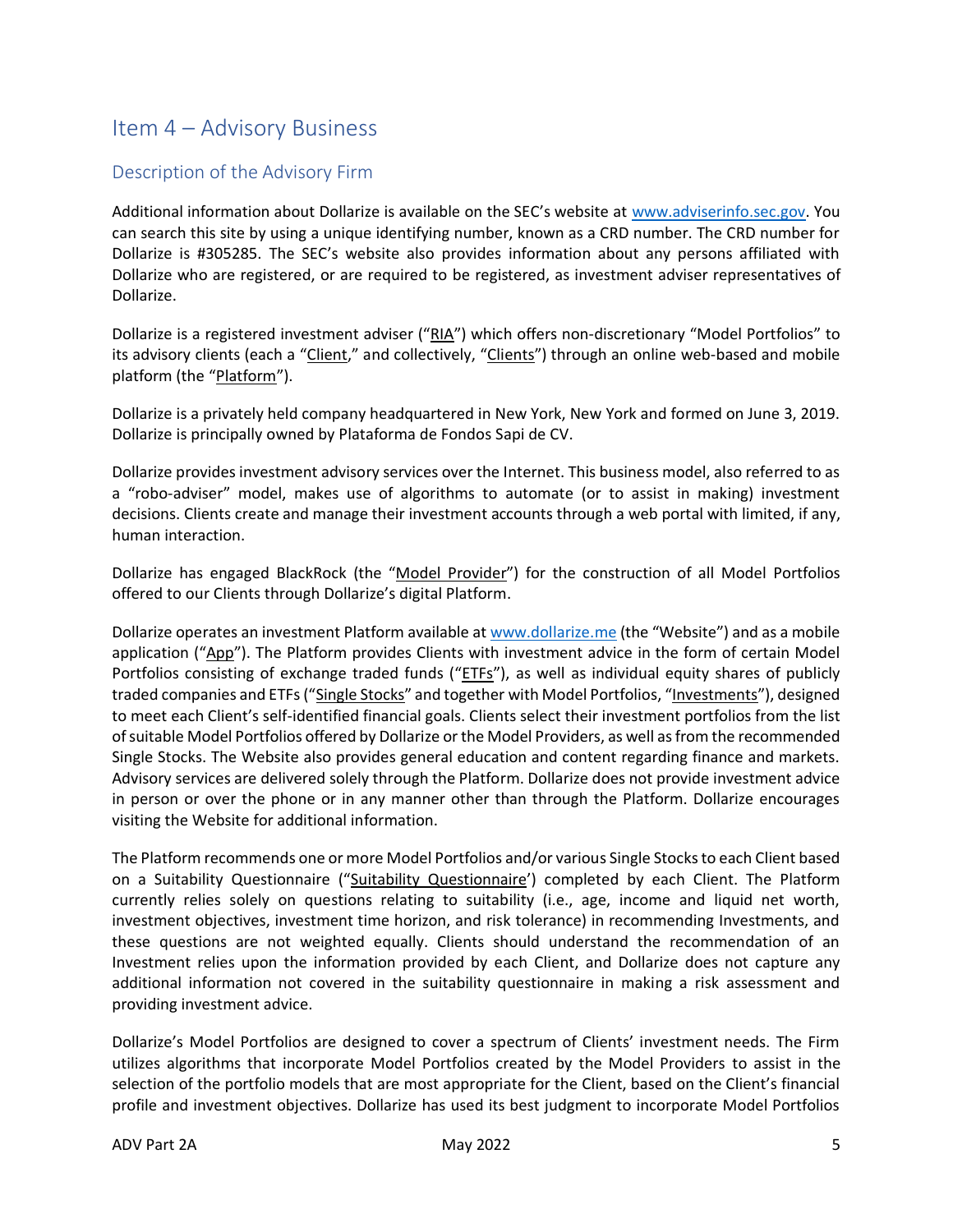# Item 4 – Advisory Business

## Description of the Advisory Firm

Additional information about Dollarize is available on the SEC's website at www.adviserinfo.sec.gov. You can search this site by using a unique identifying number, known as a CRD number. The CRD number for Dollarize is #305285. The SEC's website also provides information about any persons affiliated with Dollarize who are registered, or are required to be registered, as investment adviser representatives of Dollarize.

Dollarize is a registered investment adviser ("RIA") which offers non-discretionary "Model Portfolios" to its advisory clients (each a "Client," and collectively, "Clients") through an online web-based and mobile platform (the "Platform").

Dollarize is a privately held company headquartered in New York, New York and formed on June 3, 2019. Dollarize is principally owned by Plataforma de Fondos Sapi de CV.

Dollarize provides investment advisory services over the Internet. This business model, also referred to as a "robo-adviser" model, makes use of algorithms to automate (or to assist in making) investment decisions. Clients create and manage their investment accounts through a web portal with limited, if any, human interaction.

Dollarize has engaged BlackRock (the "Model Provider") for the construction of all Model Portfolios offered to our Clients through Dollarize's digital Platform.

Dollarize operates an investment Platform available at www.dollarize.me (the "Website") and as a mobile application ("App"). The Platform provides Clients with investment advice in the form of certain Model Portfolios consisting of exchange traded funds ("ETFs"), as well as individual equity shares of publicly traded companies and ETFs ("Single Stocks" and together with Model Portfolios, "Investments"), designed to meet each Client's self-identified financial goals. Clients select their investment portfolios from the list of suitable Model Portfolios offered by Dollarize or the Model Providers, as well as from the recommended Single Stocks. The Website also provides general education and content regarding finance and markets. Advisory services are delivered solely through the Platform. Dollarize does not provide investment advice in person or over the phone or in any manner other than through the Platform. Dollarize encourages visiting the Website for additional information.

The Platform recommends one or more Model Portfolios and/or various Single Stocks to each Client based on a Suitability Questionnaire ("Suitability Questionnaire') completed by each Client. The Platform currently relies solely on questions relating to suitability (i.e., age, income and liquid net worth, investment objectives, investment time horizon, and risk tolerance) in recommending Investments, and these questions are not weighted equally. Clients should understand the recommendation of an Investment relies upon the information provided by each Client, and Dollarize does not capture any additional information not covered in the suitability questionnaire in making a risk assessment and providing investment advice.

Dollarize's Model Portfolios are designed to cover a spectrum of Clients' investment needs. The Firm utilizes algorithms that incorporate Model Portfolios created by the Model Providers to assist in the selection of the portfolio models that are most appropriate for the Client, based on the Client's financial profile and investment objectives. Dollarize has used its best judgment to incorporate Model Portfolios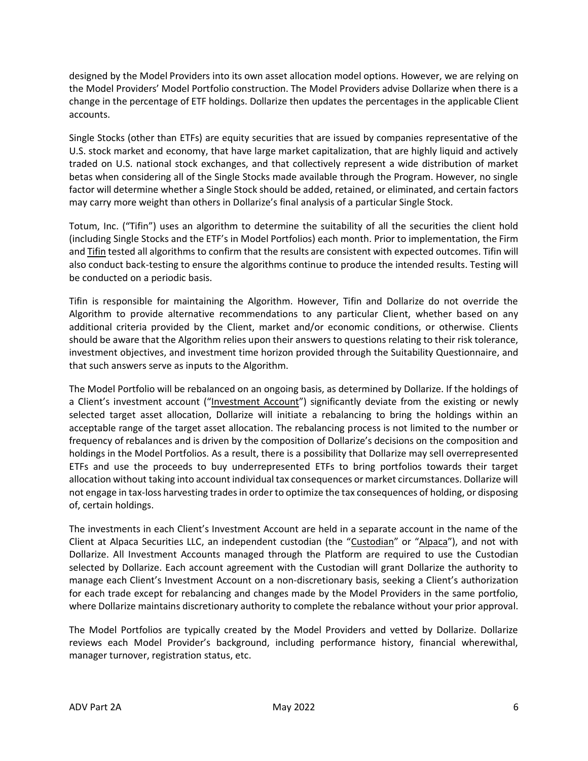designed by the Model Providers into its own asset allocation model options. However, we are relying on the Model Providers' Model Portfolio construction. The Model Providers advise Dollarize when there is a change in the percentage of ETF holdings. Dollarize then updates the percentages in the applicable Client accounts.

Single Stocks (other than ETFs) are equity securities that are issued by companies representative of the U.S. stock market and economy, that have large market capitalization, that are highly liquid and actively traded on U.S. national stock exchanges, and that collectively represent a wide distribution of market betas when considering all of the Single Stocks made available through the Program. However, no single factor will determine whether a Single Stock should be added, retained, or eliminated, and certain factors may carry more weight than others in Dollarize's final analysis of a particular Single Stock.

Totum, Inc. ("Tifin") uses an algorithm to determine the suitability of all the securities the client hold (including Single Stocks and the ETF's in Model Portfolios) each month. Prior to implementation, the Firm and Tifin tested all algorithms to confirm that the results are consistent with expected outcomes. Tifin will also conduct back-testing to ensure the algorithms continue to produce the intended results. Testing will be conducted on a periodic basis.

Tifin is responsible for maintaining the Algorithm. However, Tifin and Dollarize do not override the Algorithm to provide alternative recommendations to any particular Client, whether based on any additional criteria provided by the Client, market and/or economic conditions, or otherwise. Clients should be aware that the Algorithm relies upon their answers to questions relating to their risk tolerance, investment objectives, and investment time horizon provided through the Suitability Questionnaire, and that such answers serve as inputs to the Algorithm.

The Model Portfolio will be rebalanced on an ongoing basis, as determined by Dollarize. If the holdings of a Client's investment account ("Investment Account") significantly deviate from the existing or newly selected target asset allocation, Dollarize will initiate a rebalancing to bring the holdings within an acceptable range of the target asset allocation. The rebalancing process is not limited to the number or frequency of rebalances and is driven by the composition of Dollarize's decisions on the composition and holdings in the Model Portfolios. As a result, there is a possibility that Dollarize may sell overrepresented ETFs and use the proceeds to buy underrepresented ETFs to bring portfolios towards their target allocation without taking into account individual tax consequences or market circumstances. Dollarize will not engage in tax-loss harvesting trades in order to optimize the tax consequences of holding, or disposing of, certain holdings.

The investments in each Client's Investment Account are held in a separate account in the name of the Client at Alpaca Securities LLC, an independent custodian (the "Custodian" or "Alpaca"), and not with Dollarize. All Investment Accounts managed through the Platform are required to use the Custodian selected by Dollarize. Each account agreement with the Custodian will grant Dollarize the authority to manage each Client's Investment Account on a non-discretionary basis, seeking a Client's authorization for each trade except for rebalancing and changes made by the Model Providers in the same portfolio, where Dollarize maintains discretionary authority to complete the rebalance without your prior approval.

The Model Portfolios are typically created by the Model Providers and vetted by Dollarize. Dollarize reviews each Model Provider's background, including performance history, financial wherewithal, manager turnover, registration status, etc.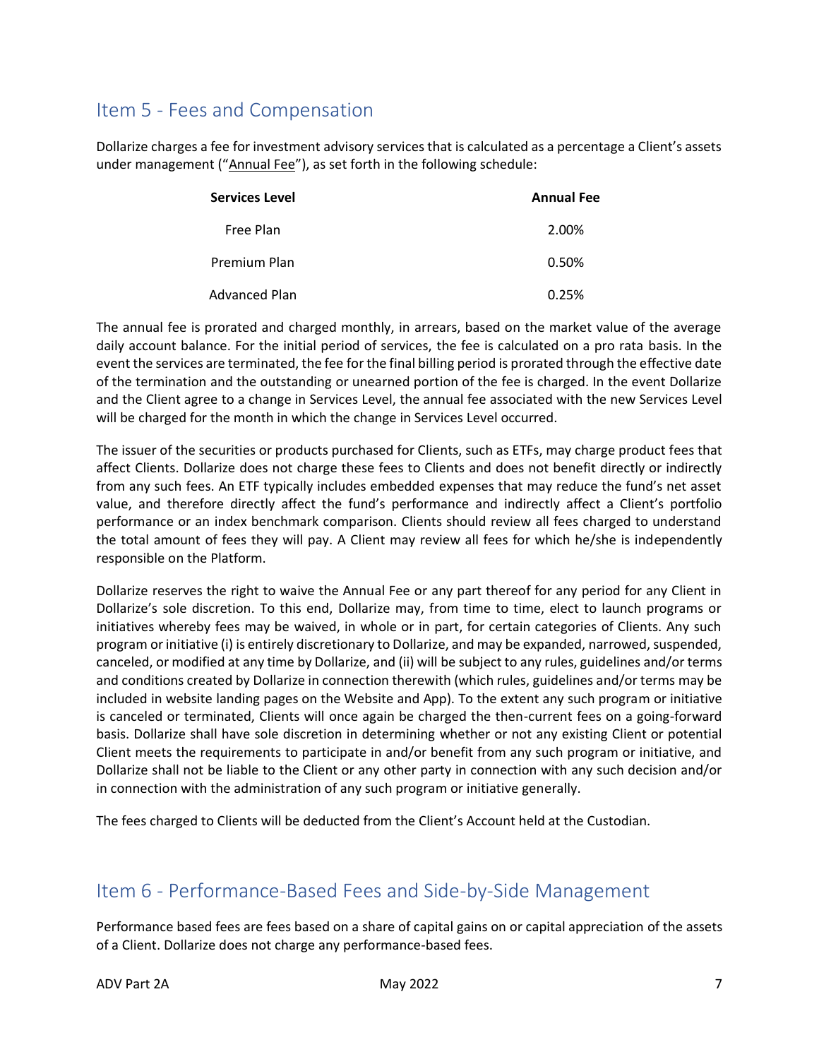## Item 5 - Fees and Compensation

Dollarize charges a fee for investment advisory services that is calculated as a percentage a Client's assets under management ("Annual Fee"), as set forth in the following schedule:

| Services Level | Annual Fee |
|---|---|
| Free Plan | 2.00% |
| Premium Plan | 0.50% |
| Advanced Plan | 0.25% |

The annual fee is prorated and charged monthly, in arrears, based on the market value of the average daily account balance. For the initial period of services, the fee is calculated on a pro rata basis. In the event the services are terminated, the fee for the final billing period is prorated through the effective date of the termination and the outstanding or unearned portion of the fee is charged. In the event Dollarize and the Client agree to a change in Services Level, the annual fee associated with the new Services Level will be charged for the month in which the change in Services Level occurred.

The issuer of the securities or products purchased for Clients, such as ETFs, may charge product fees that affect Clients. Dollarize does not charge these fees to Clients and does not benefit directly or indirectly from any such fees. An ETF typically includes embedded expenses that may reduce the fund's net asset value, and therefore directly affect the fund's performance and indirectly affect a Client's portfolio performance or an index benchmark comparison. Clients should review all fees charged to understand the total amount of fees they will pay. A Client may review all fees for which he/she is independently responsible on the Platform.

Dollarize reserves the right to waive the Annual Fee or any part thereof for any period for any Client in Dollarize's sole discretion. To this end, Dollarize may, from time to time, elect to launch programs or initiatives whereby fees may be waived, in whole or in part, for certain categories of Clients. Any such program or initiative (i) is entirely discretionary to Dollarize, and may be expanded, narrowed, suspended, canceled, or modified at any time by Dollarize, and (ii) will be subject to any rules, guidelines and/or terms and conditions created by Dollarize in connection therewith (which rules, guidelines and/or terms may be included in website landing pages on the Website and App). To the extent any such program or initiative is canceled or terminated, Clients will once again be charged the then-current fees on a going-forward basis. Dollarize shall have sole discretion in determining whether or not any existing Client or potential Client meets the requirements to participate in and/or benefit from any such program or initiative, and Dollarize shall not be liable to the Client or any other party in connection with any such decision and/or in connection with the administration of any such program or initiative generally.

The fees charged to Clients will be deducted from the Client's Account held at the Custodian.

## Item 6 - Performance-Based Fees and Side-by-Side Management

Performance based fees are fees based on a share of capital gains on or capital appreciation of the assets of a Client. Dollarize does not charge any performance-based fees.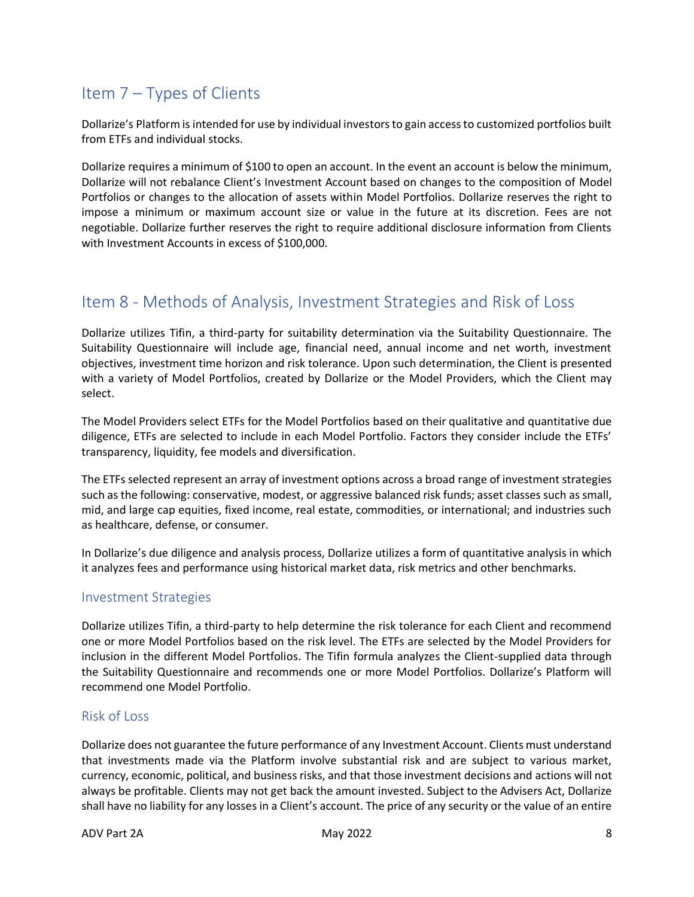## Item 7 – Types of Clients

Dollarize's Platform is intended for use by individual investors to gain access to customized portfolios built from ETFs and individual stocks.

Dollarize requires a minimum of $100 to open an account. In the event an account is below the minimum, Dollarize will not rebalance Client's Investment Account based on changes to the composition of Model Portfolios or changes to the allocation of assets within Model Portfolios. Dollarize reserves the right to impose a minimum or maximum account size or value in the future at its discretion. Fees are not negotiable. Dollarize further reserves the right to require additional disclosure information from Clients with Investment Accounts in excess of $100,000.

## Item 8 - Methods of Analysis, Investment Strategies and Risk of Loss

Dollarize utilizes Tifin, a third-party for suitability determination via the Suitability Questionnaire. The Suitability Questionnaire will include age, financial need, annual income and net worth, investment objectives, investment time horizon and risk tolerance. Upon such determination, the Client is presented with a variety of Model Portfolios, created by Dollarize or the Model Providers, which the Client may select.

The Model Providers select ETFs for the Model Portfolios based on their qualitative and quantitative due diligence, ETFs are selected to include in each Model Portfolio. Factors they consider include the ETFs' transparency, liquidity, fee models and diversification.

The ETFs selected represent an array of investment options across a broad range of investment strategies such as the following: conservative, modest, or aggressive balanced risk funds; asset classes such as small, mid, and large cap equities, fixed income, real estate, commodities, or international; and industries such as healthcare, defense, or consumer.

In Dollarize's due diligence and analysis process, Dollarize utilizes a form of quantitative analysis in which it analyzes fees and performance using historical market data, risk metrics and other benchmarks.

### Investment Strategies

Dollarize utilizes Tifin, a third-party to help determine the risk tolerance for each Client and recommend one or more Model Portfolios based on the risk level. The ETFs are selected by the Model Providers for inclusion in the different Model Portfolios. The Tifin formula analyzes the Client-supplied data through the Suitability Questionnaire and recommends one or more Model Portfolios. Dollarize's Platform will recommend one Model Portfolio.

### Risk of Loss

Dollarize does not guarantee the future performance of any Investment Account. Clients must understand that investments made via the Platform involve substantial risk and are subject to various market, currency, economic, political, and business risks, and that those investment decisions and actions will not always be profitable. Clients may not get back the amount invested. Subject to the Advisers Act, Dollarize shall have no liability for any losses in a Client's account. The price of any security or the value of an entire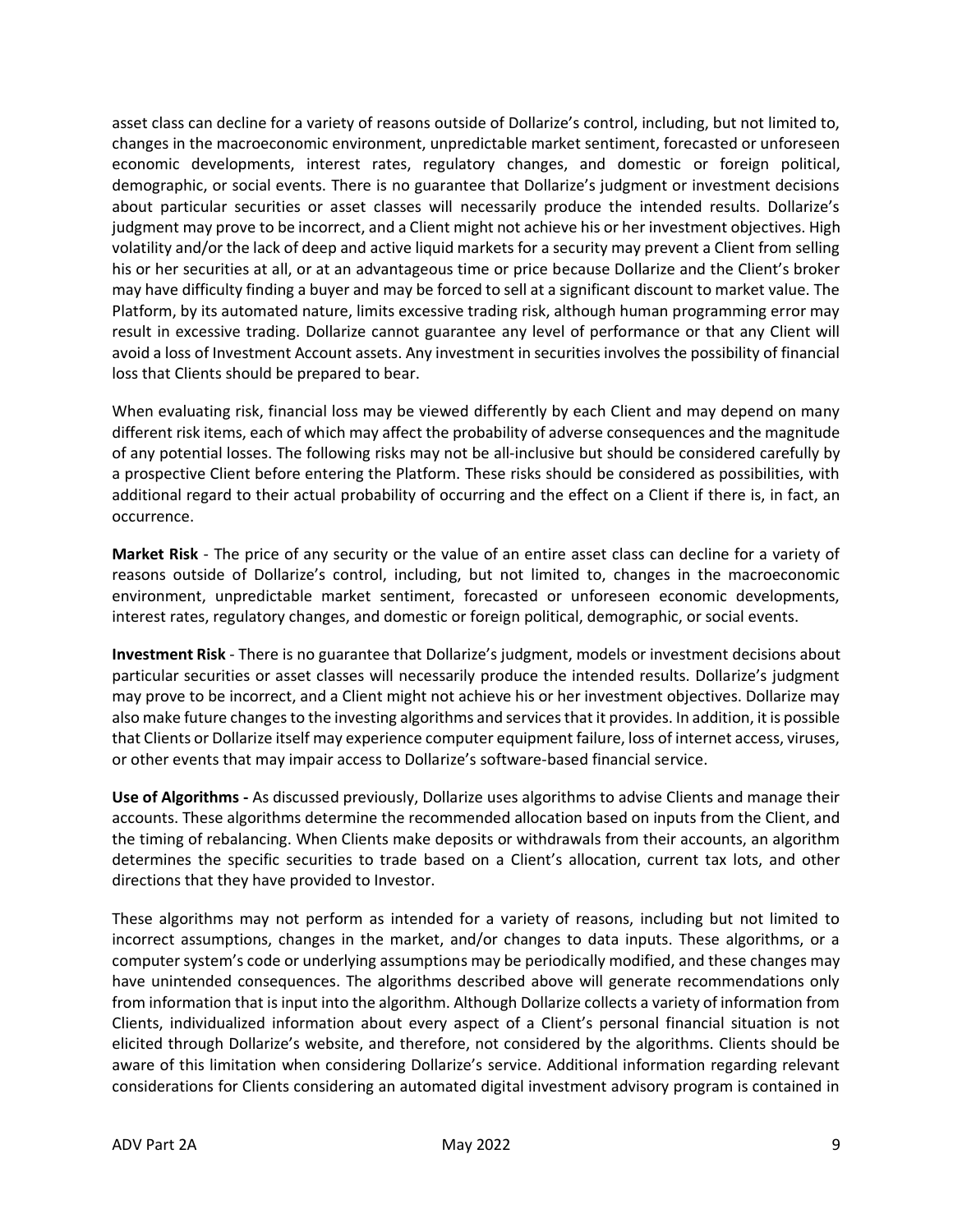asset class can decline for a variety of reasons outside of Dollarize's control, including, but not limited to, changes in the macroeconomic environment, unpredictable market sentiment, forecasted or unforeseen economic developments, interest rates, regulatory changes, and domestic or foreign political, demographic, or social events. There is no guarantee that Dollarize's judgment or investment decisions about particular securities or asset classes will necessarily produce the intended results. Dollarize's judgment may prove to be incorrect, and a Client might not achieve his or her investment objectives. High volatility and/or the lack of deep and active liquid markets for a security may prevent a Client from selling his or her securities at all, or at an advantageous time or price because Dollarize and the Client's broker may have difficulty finding a buyer and may be forced to sell at a significant discount to market value. The Platform, by its automated nature, limits excessive trading risk, although human programming error may result in excessive trading. Dollarize cannot guarantee any level of performance or that any Client will avoid a loss of Investment Account assets. Any investment in securities involves the possibility of financial loss that Clients should be prepared to bear.

When evaluating risk, financial loss may be viewed differently by each Client and may depend on many different risk items, each of which may affect the probability of adverse consequences and the magnitude of any potential losses. The following risks may not be all-inclusive but should be considered carefully by a prospective Client before entering the Platform. These risks should be considered as possibilities, with additional regard to their actual probability of occurring and the effect on a Client if there is, in fact, an occurrence.

**Market Risk** - The price of any security or the value of an entire asset class can decline for a variety of reasons outside of Dollarize's control, including, but not limited to, changes in the macroeconomic environment, unpredictable market sentiment, forecasted or unforeseen economic developments, interest rates, regulatory changes, and domestic or foreign political, demographic, or social events.

**Investment Risk** - There is no guarantee that Dollarize's judgment, models or investment decisions about particular securities or asset classes will necessarily produce the intended results. Dollarize's judgment may prove to be incorrect, and a Client might not achieve his or her investment objectives. Dollarize may also make future changes to the investing algorithms and services that it provides. In addition, it is possible that Clients or Dollarize itself may experience computer equipment failure, loss of internet access, viruses, or other events that may impair access to Dollarize's software-based financial service.

**Use of Algorithms -** As discussed previously, Dollarize uses algorithms to advise Clients and manage their accounts. These algorithms determine the recommended allocation based on inputs from the Client, and the timing of rebalancing. When Clients make deposits or withdrawals from their accounts, an algorithm determines the specific securities to trade based on a Client's allocation, current tax lots, and other directions that they have provided to Investor.

These algorithms may not perform as intended for a variety of reasons, including but not limited to incorrect assumptions, changes in the market, and/or changes to data inputs. These algorithms, or a computer system's code or underlying assumptions may be periodically modified, and these changes may have unintended consequences. The algorithms described above will generate recommendations only from information that is input into the algorithm. Although Dollarize collects a variety of information from Clients, individualized information about every aspect of a Client's personal financial situation is not elicited through Dollarize's website, and therefore, not considered by the algorithms. Clients should be aware of this limitation when considering Dollarize's service. Additional information regarding relevant considerations for Clients considering an automated digital investment advisory program is contained in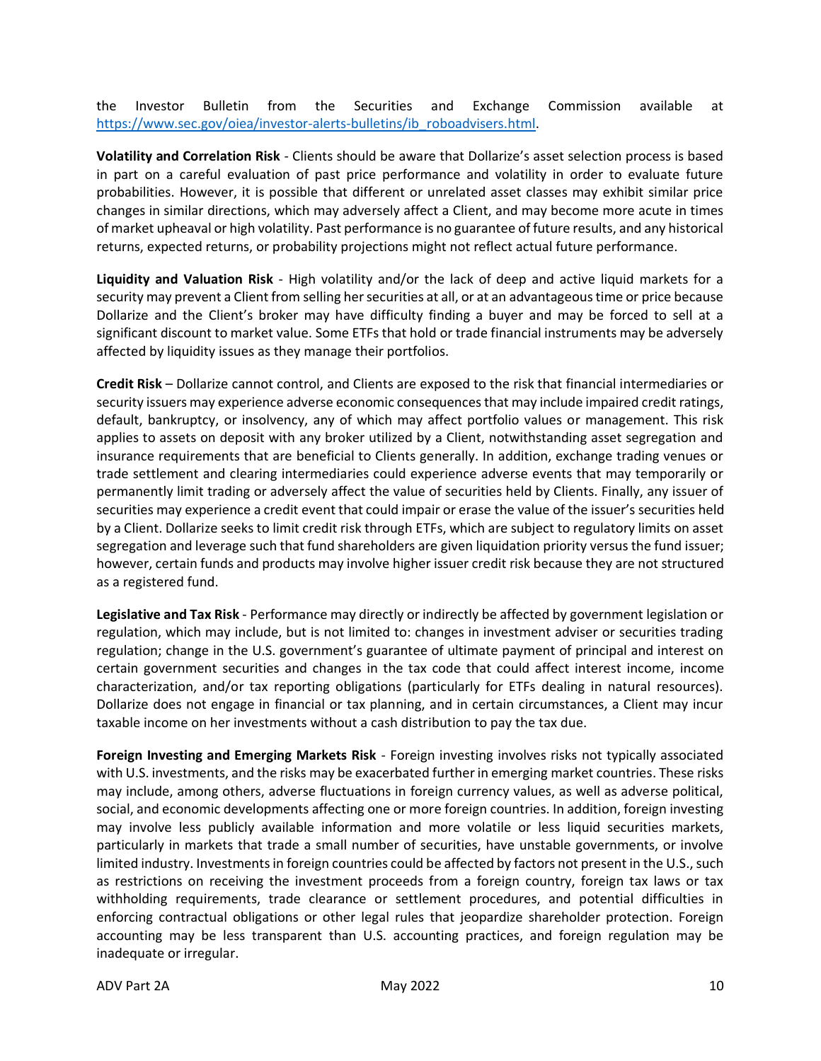the Investor Bulletin from the Securities and Exchange Commission available at [https://www.sec.gov/oiea/investor-alerts-bulletins/ib_roboadvisers.html](https://www.sec.gov/oiea/investor-alerts-bulletins/ib_roboadvisers.html).

**Volatility and Correlation Risk** - Clients should be aware that Dollarize's asset selection process is based in part on a careful evaluation of past price performance and volatility in order to evaluate future probabilities. However, it is possible that different or unrelated asset classes may exhibit similar price changes in similar directions, which may adversely affect a Client, and may become more acute in times of market upheaval or high volatility. Past performance is no guarantee of future results, and any historical returns, expected returns, or probability projections might not reflect actual future performance.

**Liquidity and Valuation Risk** - High volatility and/or the lack of deep and active liquid markets for a security may prevent a Client from selling her securities at all, or at an advantageous time or price because Dollarize and the Client's broker may have difficulty finding a buyer and may be forced to sell at a significant discount to market value. Some ETFs that hold or trade financial instruments may be adversely affected by liquidity issues as they manage their portfolios.

**Credit Risk** – Dollarize cannot control, and Clients are exposed to the risk that financial intermediaries or security issuers may experience adverse economic consequences that may include impaired credit ratings, default, bankruptcy, or insolvency, any of which may affect portfolio values or management. This risk applies to assets on deposit with any broker utilized by a Client, notwithstanding asset segregation and insurance requirements that are beneficial to Clients generally. In addition, exchange trading venues or trade settlement and clearing intermediaries could experience adverse events that may temporarily or permanently limit trading or adversely affect the value of securities held by Clients. Finally, any issuer of securities may experience a credit event that could impair or erase the value of the issuer's securities held by a Client. Dollarize seeks to limit credit risk through ETFs, which are subject to regulatory limits on asset segregation and leverage such that fund shareholders are given liquidation priority versus the fund issuer; however, certain funds and products may involve higher issuer credit risk because they are not structured as a registered fund.

**Legislative and Tax Risk** - Performance may directly or indirectly be affected by government legislation or regulation, which may include, but is not limited to: changes in investment adviser or securities trading regulation; change in the U.S. government's guarantee of ultimate payment of principal and interest on certain government securities and changes in the tax code that could affect interest income, income characterization, and/or tax reporting obligations (particularly for ETFs dealing in natural resources). Dollarize does not engage in financial or tax planning, and in certain circumstances, a Client may incur taxable income on her investments without a cash distribution to pay the tax due.

**Foreign Investing and Emerging Markets Risk** - Foreign investing involves risks not typically associated with U.S. investments, and the risks may be exacerbated further in emerging market countries. These risks may include, among others, adverse fluctuations in foreign currency values, as well as adverse political, social, and economic developments affecting one or more foreign countries. In addition, foreign investing may involve less publicly available information and more volatile or less liquid securities markets, particularly in markets that trade a small number of securities, have unstable governments, or involve limited industry. Investments in foreign countries could be affected by factors not present in the U.S., such as restrictions on receiving the investment proceeds from a foreign country, foreign tax laws or tax withholding requirements, trade clearance or settlement procedures, and potential difficulties in enforcing contractual obligations or other legal rules that jeopardize shareholder protection. Foreign accounting may be less transparent than U.S. accounting practices, and foreign regulation may be inadequate or irregular.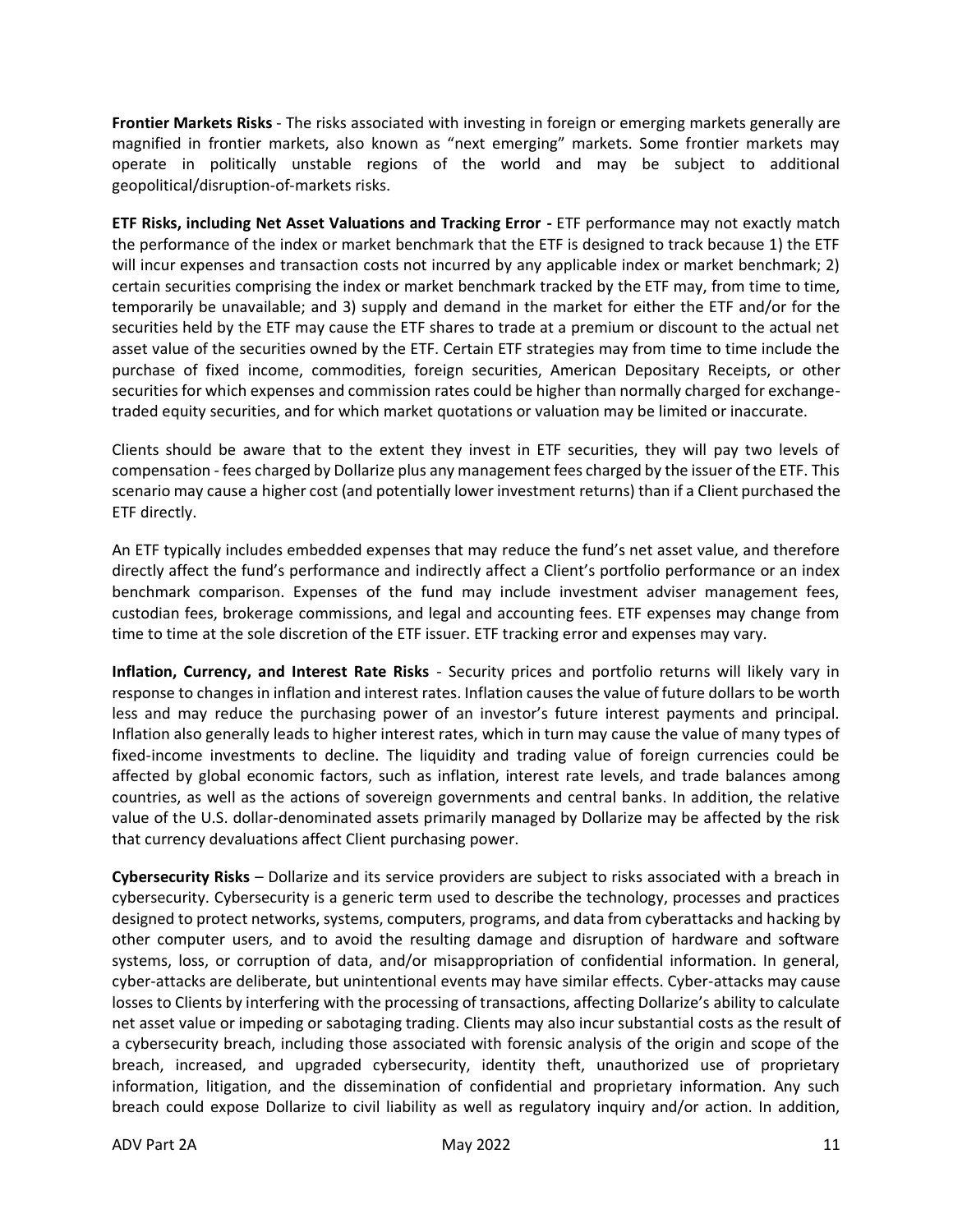**Frontier Markets Risks** - The risks associated with investing in foreign or emerging markets generally are magnified in frontier markets, also known as "next emerging" markets. Some frontier markets may operate in politically unstable regions of the world and may be subject to additional geopolitical/disruption-of-markets risks.

**ETF Risks, including Net Asset Valuations and Tracking Error -** ETF performance may not exactly match the performance of the index or market benchmark that the ETF is designed to track because 1) the ETF will incur expenses and transaction costs not incurred by any applicable index or market benchmark; 2) certain securities comprising the index or market benchmark tracked by the ETF may, from time to time, temporarily be unavailable; and 3) supply and demand in the market for either the ETF and/or for the securities held by the ETF may cause the ETF shares to trade at a premium or discount to the actual net asset value of the securities owned by the ETF. Certain ETF strategies may from time to time include the purchase of fixed income, commodities, foreign securities, American Depositary Receipts, or other securities for which expenses and commission rates could be higher than normally charged for exchange-traded equity securities, and for which market quotations or valuation may be limited or inaccurate.

Clients should be aware that to the extent they invest in ETF securities, they will pay two levels of compensation - fees charged by Dollarize plus any management fees charged by the issuer of the ETF. This scenario may cause a higher cost (and potentially lower investment returns) than if a Client purchased the ETF directly.

An ETF typically includes embedded expenses that may reduce the fund's net asset value, and therefore directly affect the fund's performance and indirectly affect a Client's portfolio performance or an index benchmark comparison. Expenses of the fund may include investment adviser management fees, custodian fees, brokerage commissions, and legal and accounting fees. ETF expenses may change from time to time at the sole discretion of the ETF issuer. ETF tracking error and expenses may vary.

**Inflation, Currency, and Interest Rate Risks** - Security prices and portfolio returns will likely vary in response to changes in inflation and interest rates. Inflation causes the value of future dollars to be worth less and may reduce the purchasing power of an investor's future interest payments and principal. Inflation also generally leads to higher interest rates, which in turn may cause the value of many types of fixed-income investments to decline. The liquidity and trading value of foreign currencies could be affected by global economic factors, such as inflation, interest rate levels, and trade balances among countries, as well as the actions of sovereign governments and central banks. In addition, the relative value of the U.S. dollar-denominated assets primarily managed by Dollarize may be affected by the risk that currency devaluations affect Client purchasing power.

**Cybersecurity Risks** – Dollarize and its service providers are subject to risks associated with a breach in cybersecurity. Cybersecurity is a generic term used to describe the technology, processes and practices designed to protect networks, systems, computers, programs, and data from cyberattacks and hacking by other computer users, and to avoid the resulting damage and disruption of hardware and software systems, loss, or corruption of data, and/or misappropriation of confidential information. In general, cyber-attacks are deliberate, but unintentional events may have similar effects. Cyber-attacks may cause losses to Clients by interfering with the processing of transactions, affecting Dollarize's ability to calculate net asset value or impeding or sabotaging trading. Clients may also incur substantial costs as the result of a cybersecurity breach, including those associated with forensic analysis of the origin and scope of the breach, increased, and upgraded cybersecurity, identity theft, unauthorized use of proprietary information, litigation, and the dissemination of confidential and proprietary information. Any such breach could expose Dollarize to civil liability as well as regulatory inquiry and/or action. In addition,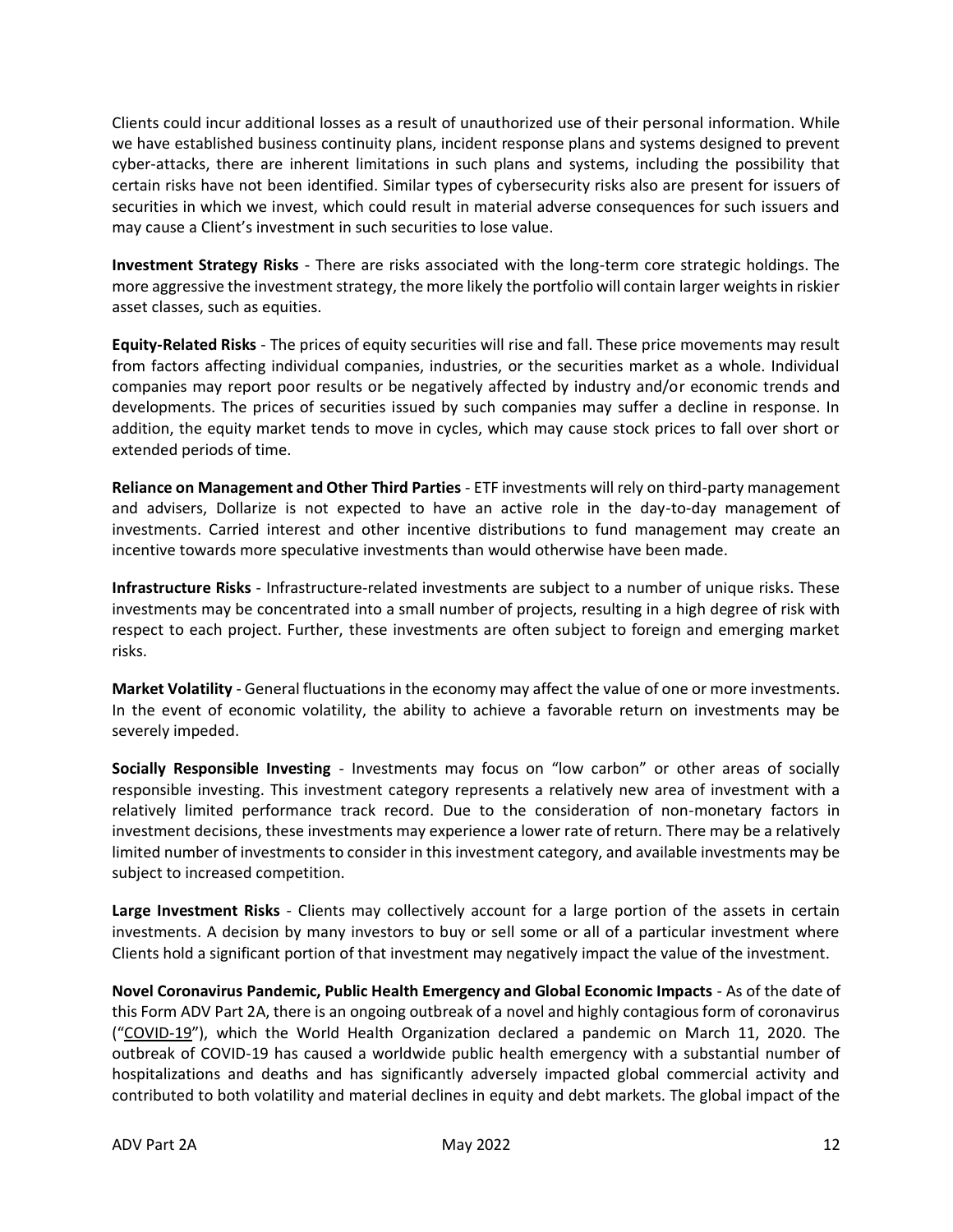Clients could incur additional losses as a result of unauthorized use of their personal information. While we have established business continuity plans, incident response plans and systems designed to prevent cyber-attacks, there are inherent limitations in such plans and systems, including the possibility that certain risks have not been identified. Similar types of cybersecurity risks also are present for issuers of securities in which we invest, which could result in material adverse consequences for such issuers and may cause a Client's investment in such securities to lose value.

**Investment Strategy Risks** - There are risks associated with the long-term core strategic holdings. The more aggressive the investment strategy, the more likely the portfolio will contain larger weights in riskier asset classes, such as equities.

**Equity-Related Risks** - The prices of equity securities will rise and fall. These price movements may result from factors affecting individual companies, industries, or the securities market as a whole. Individual companies may report poor results or be negatively affected by industry and/or economic trends and developments. The prices of securities issued by such companies may suffer a decline in response. In addition, the equity market tends to move in cycles, which may cause stock prices to fall over short or extended periods of time.

**Reliance on Management and Other Third Parties** - ETF investments will rely on third-party management and advisers, Dollarize is not expected to have an active role in the day-to-day management of investments. Carried interest and other incentive distributions to fund management may create an incentive towards more speculative investments than would otherwise have been made.

**Infrastructure Risks** - Infrastructure-related investments are subject to a number of unique risks. These investments may be concentrated into a small number of projects, resulting in a high degree of risk with respect to each project. Further, these investments are often subject to foreign and emerging market risks.

**Market Volatility** - General fluctuations in the economy may affect the value of one or more investments. In the event of economic volatility, the ability to achieve a favorable return on investments may be severely impeded.

**Socially Responsible Investing** - Investments may focus on "low carbon" or other areas of socially responsible investing. This investment category represents a relatively new area of investment with a relatively limited performance track record. Due to the consideration of non-monetary factors in investment decisions, these investments may experience a lower rate of return. There may be a relatively limited number of investments to consider in this investment category, and available investments may be subject to increased competition.

**Large Investment Risks** - Clients may collectively account for a large portion of the assets in certain investments. A decision by many investors to buy or sell some or all of a particular investment where Clients hold a significant portion of that investment may negatively impact the value of the investment.

**Novel Coronavirus Pandemic, Public Health Emergency and Global Economic Impacts** - As of the date of this Form ADV Part 2A, there is an ongoing outbreak of a novel and highly contagious form of coronavirus ("COVID-19"), which the World Health Organization declared a pandemic on March 11, 2020. The outbreak of COVID-19 has caused a worldwide public health emergency with a substantial number of hospitalizations and deaths and has significantly adversely impacted global commercial activity and contributed to both volatility and material declines in equity and debt markets. The global impact of the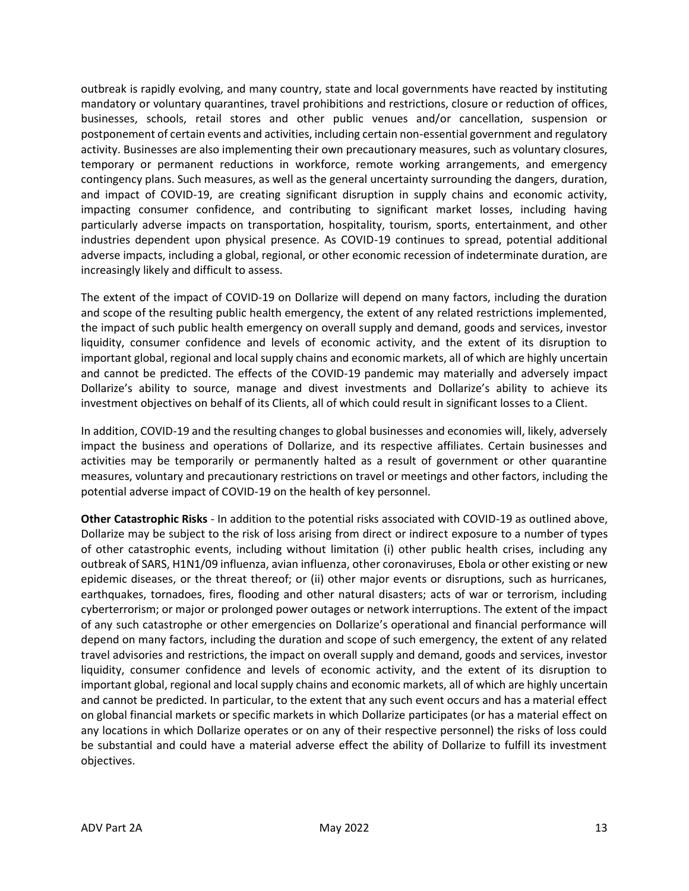outbreak is rapidly evolving, and many country, state and local governments have reacted by instituting mandatory or voluntary quarantines, travel prohibitions and restrictions, closure or reduction of offices, businesses, schools, retail stores and other public venues and/or cancellation, suspension or postponement of certain events and activities, including certain non-essential government and regulatory activity. Businesses are also implementing their own precautionary measures, such as voluntary closures, temporary or permanent reductions in workforce, remote working arrangements, and emergency contingency plans. Such measures, as well as the general uncertainty surrounding the dangers, duration, and impact of COVID-19, are creating significant disruption in supply chains and economic activity, impacting consumer confidence, and contributing to significant market losses, including having particularly adverse impacts on transportation, hospitality, tourism, sports, entertainment, and other industries dependent upon physical presence. As COVID-19 continues to spread, potential additional adverse impacts, including a global, regional, or other economic recession of indeterminate duration, are increasingly likely and difficult to assess.

The extent of the impact of COVID-19 on Dollarize will depend on many factors, including the duration and scope of the resulting public health emergency, the extent of any related restrictions implemented, the impact of such public health emergency on overall supply and demand, goods and services, investor liquidity, consumer confidence and levels of economic activity, and the extent of its disruption to important global, regional and local supply chains and economic markets, all of which are highly uncertain and cannot be predicted. The effects of the COVID-19 pandemic may materially and adversely impact Dollarize's ability to source, manage and divest investments and Dollarize's ability to achieve its investment objectives on behalf of its Clients, all of which could result in significant losses to a Client.

In addition, COVID-19 and the resulting changes to global businesses and economies will, likely, adversely impact the business and operations of Dollarize, and its respective affiliates. Certain businesses and activities may be temporarily or permanently halted as a result of government or other quarantine measures, voluntary and precautionary restrictions on travel or meetings and other factors, including the potential adverse impact of COVID-19 on the health of key personnel.

**Other Catastrophic Risks** - In addition to the potential risks associated with COVID-19 as outlined above, Dollarize may be subject to the risk of loss arising from direct or indirect exposure to a number of types of other catastrophic events, including without limitation (i) other public health crises, including any outbreak of SARS, H1N1/09 influenza, avian influenza, other coronaviruses, Ebola or other existing or new epidemic diseases, or the threat thereof; or (ii) other major events or disruptions, such as hurricanes, earthquakes, tornadoes, fires, flooding and other natural disasters; acts of war or terrorism, including cyberterrorism; or major or prolonged power outages or network interruptions. The extent of the impact of any such catastrophe or other emergencies on Dollarize's operational and financial performance will depend on many factors, including the duration and scope of such emergency, the extent of any related travel advisories and restrictions, the impact on overall supply and demand, goods and services, investor liquidity, consumer confidence and levels of economic activity, and the extent of its disruption to important global, regional and local supply chains and economic markets, all of which are highly uncertain and cannot be predicted. In particular, to the extent that any such event occurs and has a material effect on global financial markets or specific markets in which Dollarize participates (or has a material effect on any locations in which Dollarize operates or on any of their respective personnel) the risks of loss could be substantial and could have a material adverse effect the ability of Dollarize to fulfill its investment objectives.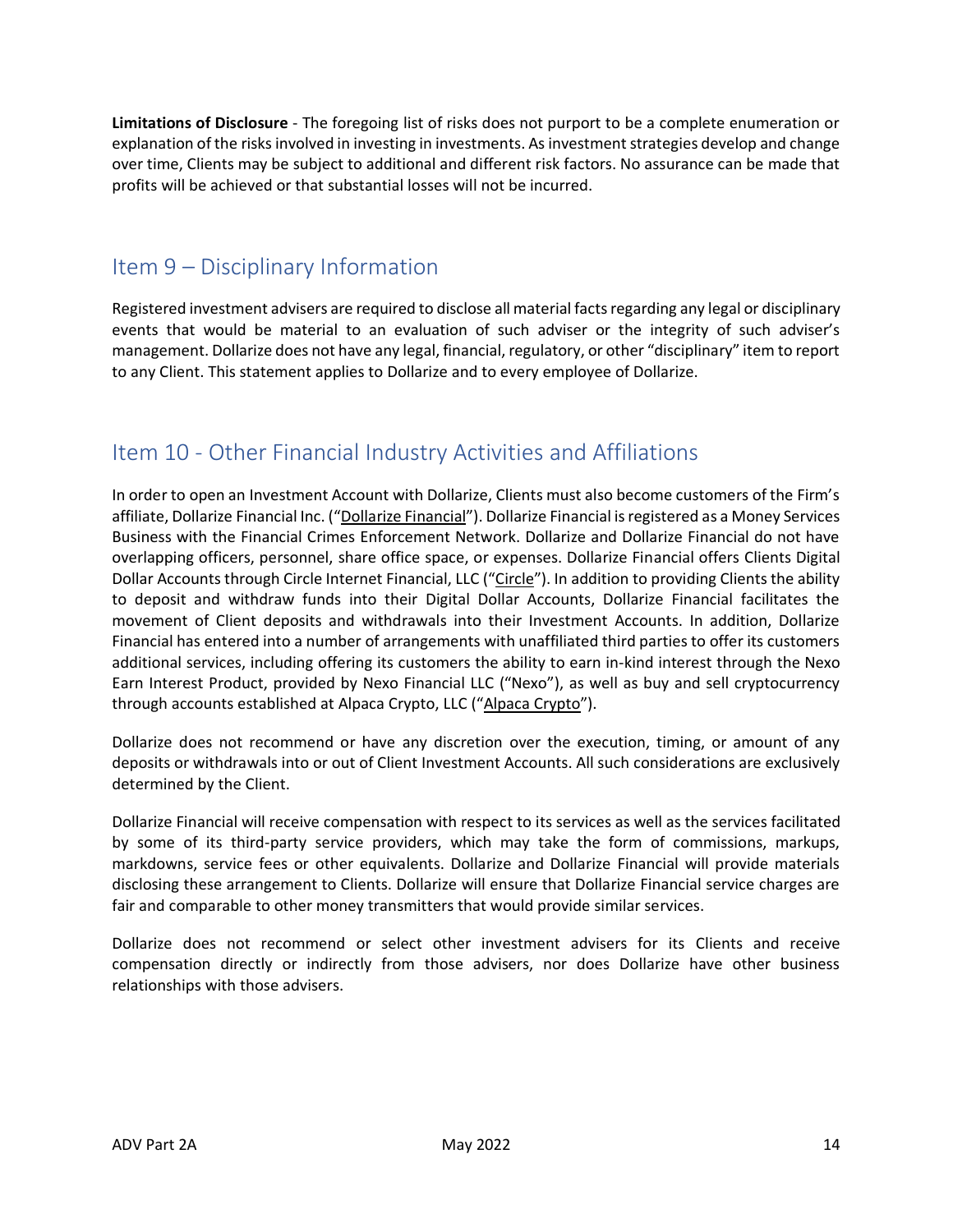**Limitations of Disclosure** - The foregoing list of risks does not purport to be a complete enumeration or explanation of the risks involved in investing in investments. As investment strategies develop and change over time, Clients may be subject to additional and different risk factors. No assurance can be made that profits will be achieved or that substantial losses will not be incurred.

## Item 9 – Disciplinary Information

Registered investment advisers are required to disclose all material facts regarding any legal or disciplinary events that would be material to an evaluation of such adviser or the integrity of such adviser's management. Dollarize does not have any legal, financial, regulatory, or other "disciplinary" item to report to any Client. This statement applies to Dollarize and to every employee of Dollarize.

## Item 10 - Other Financial Industry Activities and Affiliations

In order to open an Investment Account with Dollarize, Clients must also become customers of the Firm's affiliate, Dollarize Financial Inc. ("Dollarize Financial"). Dollarize Financial is registered as a Money Services Business with the Financial Crimes Enforcement Network. Dollarize and Dollarize Financial do not have overlapping officers, personnel, share office space, or expenses. Dollarize Financial offers Clients Digital Dollar Accounts through Circle Internet Financial, LLC ("Circle"). In addition to providing Clients the ability to deposit and withdraw funds into their Digital Dollar Accounts, Dollarize Financial facilitates the movement of Client deposits and withdrawals into their Investment Accounts. In addition, Dollarize Financial has entered into a number of arrangements with unaffiliated third parties to offer its customers additional services, including offering its customers the ability to earn in-kind interest through the Nexo Earn Interest Product, provided by Nexo Financial LLC ("Nexo"), as well as buy and sell cryptocurrency through accounts established at Alpaca Crypto, LLC ("Alpaca Crypto").

Dollarize does not recommend or have any discretion over the execution, timing, or amount of any deposits or withdrawals into or out of Client Investment Accounts. All such considerations are exclusively determined by the Client.

Dollarize Financial will receive compensation with respect to its services as well as the services facilitated by some of its third-party service providers, which may take the form of commissions, markups, markdowns, service fees or other equivalents. Dollarize and Dollarize Financial will provide materials disclosing these arrangement to Clients. Dollarize will ensure that Dollarize Financial service charges are fair and comparable to other money transmitters that would provide similar services.

Dollarize does not recommend or select other investment advisers for its Clients and receive compensation directly or indirectly from those advisers, nor does Dollarize have other business relationships with those advisers.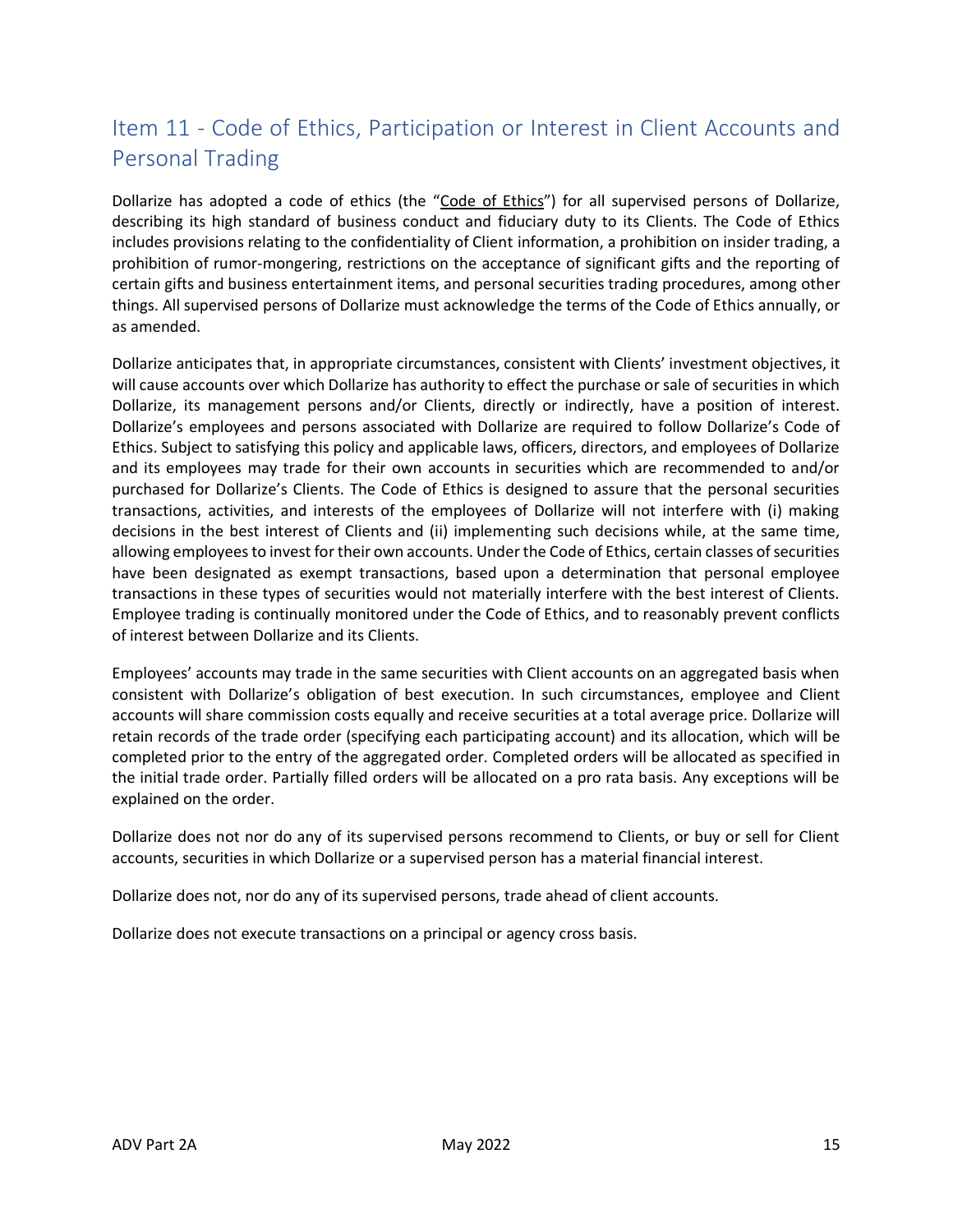## Item 11 - Code of Ethics, Participation or Interest in Client Accounts and Personal Trading

Dollarize has adopted a code of ethics (the "Code of Ethics") for all supervised persons of Dollarize, describing its high standard of business conduct and fiduciary duty to its Clients. The Code of Ethics includes provisions relating to the confidentiality of Client information, a prohibition on insider trading, a prohibition of rumor-mongering, restrictions on the acceptance of significant gifts and the reporting of certain gifts and business entertainment items, and personal securities trading procedures, among other things. All supervised persons of Dollarize must acknowledge the terms of the Code of Ethics annually, or as amended.

Dollarize anticipates that, in appropriate circumstances, consistent with Clients' investment objectives, it will cause accounts over which Dollarize has authority to effect the purchase or sale of securities in which Dollarize, its management persons and/or Clients, directly or indirectly, have a position of interest. Dollarize's employees and persons associated with Dollarize are required to follow Dollarize's Code of Ethics. Subject to satisfying this policy and applicable laws, officers, directors, and employees of Dollarize and its employees may trade for their own accounts in securities which are recommended to and/or purchased for Dollarize's Clients. The Code of Ethics is designed to assure that the personal securities transactions, activities, and interests of the employees of Dollarize will not interfere with (i) making decisions in the best interest of Clients and (ii) implementing such decisions while, at the same time, allowing employees to invest for their own accounts. Under the Code of Ethics, certain classes of securities have been designated as exempt transactions, based upon a determination that personal employee transactions in these types of securities would not materially interfere with the best interest of Clients. Employee trading is continually monitored under the Code of Ethics, and to reasonably prevent conflicts of interest between Dollarize and its Clients.

Employees' accounts may trade in the same securities with Client accounts on an aggregated basis when consistent with Dollarize's obligation of best execution. In such circumstances, employee and Client accounts will share commission costs equally and receive securities at a total average price. Dollarize will retain records of the trade order (specifying each participating account) and its allocation, which will be completed prior to the entry of the aggregated order. Completed orders will be allocated as specified in the initial trade order. Partially filled orders will be allocated on a pro rata basis. Any exceptions will be explained on the order.

Dollarize does not nor do any of its supervised persons recommend to Clients, or buy or sell for Client accounts, securities in which Dollarize or a supervised person has a material financial interest.

Dollarize does not, nor do any of its supervised persons, trade ahead of client accounts.

Dollarize does not execute transactions on a principal or agency cross basis.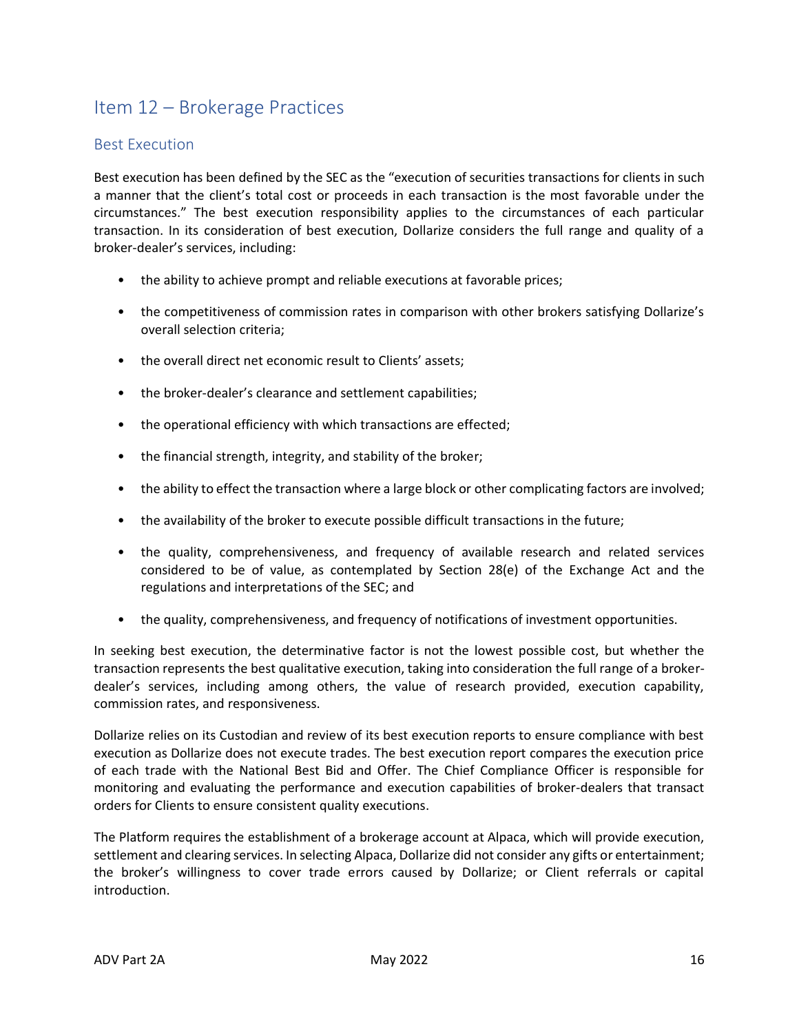## Item 12 – Brokerage Practices

### Best Execution

Best execution has been defined by the SEC as the "execution of securities transactions for clients in such a manner that the client's total cost or proceeds in each transaction is the most favorable under the circumstances." The best execution responsibility applies to the circumstances of each particular transaction. In its consideration of best execution, Dollarize considers the full range and quality of a broker-dealer's services, including:

- the ability to achieve prompt and reliable executions at favorable prices;
- the competitiveness of commission rates in comparison with other brokers satisfying Dollarize's overall selection criteria;
- the overall direct net economic result to Clients' assets;
- the broker-dealer's clearance and settlement capabilities;
- the operational efficiency with which transactions are effected;
- the financial strength, integrity, and stability of the broker;
- the ability to effect the transaction where a large block or other complicating factors are involved;
- the availability of the broker to execute possible difficult transactions in the future;
- the quality, comprehensiveness, and frequency of available research and related services considered to be of value, as contemplated by Section 28(e) of the Exchange Act and the regulations and interpretations of the SEC; and
- the quality, comprehensiveness, and frequency of notifications of investment opportunities.

In seeking best execution, the determinative factor is not the lowest possible cost, but whether the transaction represents the best qualitative execution, taking into consideration the full range of a broker-dealer's services, including among others, the value of research provided, execution capability, commission rates, and responsiveness.

Dollarize relies on its Custodian and review of its best execution reports to ensure compliance with best execution as Dollarize does not execute trades. The best execution report compares the execution price of each trade with the National Best Bid and Offer. The Chief Compliance Officer is responsible for monitoring and evaluating the performance and execution capabilities of broker-dealers that transact orders for Clients to ensure consistent quality executions.

The Platform requires the establishment of a brokerage account at Alpaca, which will provide execution, settlement and clearing services. In selecting Alpaca, Dollarize did not consider any gifts or entertainment; the broker's willingness to cover trade errors caused by Dollarize; or Client referrals or capital introduction.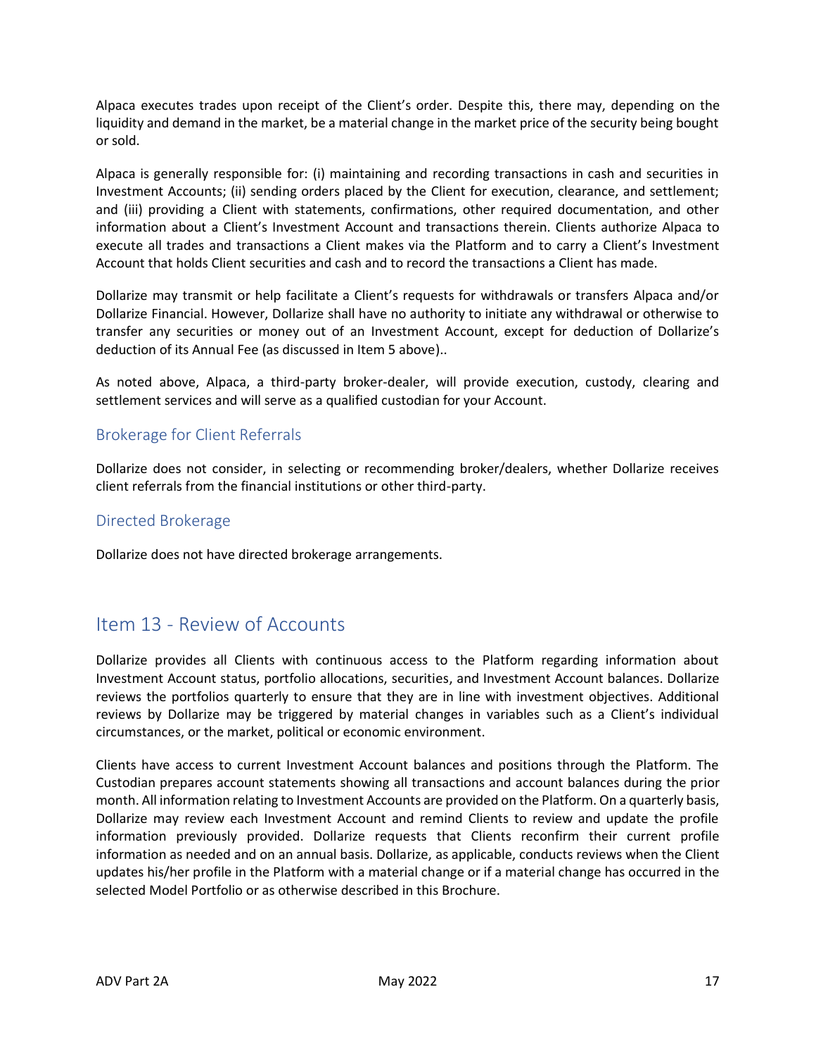Alpaca executes trades upon receipt of the Client's order. Despite this, there may, depending on the liquidity and demand in the market, be a material change in the market price of the security being bought or sold.

Alpaca is generally responsible for: (i) maintaining and recording transactions in cash and securities in Investment Accounts; (ii) sending orders placed by the Client for execution, clearance, and settlement; and (iii) providing a Client with statements, confirmations, other required documentation, and other information about a Client's Investment Account and transactions therein. Clients authorize Alpaca to execute all trades and transactions a Client makes via the Platform and to carry a Client's Investment Account that holds Client securities and cash and to record the transactions a Client has made.

Dollarize may transmit or help facilitate a Client's requests for withdrawals or transfers Alpaca and/or Dollarize Financial. However, Dollarize shall have no authority to initiate any withdrawal or otherwise to transfer any securities or money out of an Investment Account, except for deduction of Dollarize's deduction of its Annual Fee (as discussed in Item 5 above)..

As noted above, Alpaca, a third-party broker-dealer, will provide execution, custody, clearing and settlement services and will serve as a qualified custodian for your Account.

### Brokerage for Client Referrals

Dollarize does not consider, in selecting or recommending broker/dealers, whether Dollarize receives client referrals from the financial institutions or other third-party.

### Directed Brokerage

Dollarize does not have directed brokerage arrangements.

## Item 13 - Review of Accounts

Dollarize provides all Clients with continuous access to the Platform regarding information about Investment Account status, portfolio allocations, securities, and Investment Account balances. Dollarize reviews the portfolios quarterly to ensure that they are in line with investment objectives. Additional reviews by Dollarize may be triggered by material changes in variables such as a Client's individual circumstances, or the market, political or economic environment.

Clients have access to current Investment Account balances and positions through the Platform. The Custodian prepares account statements showing all transactions and account balances during the prior month. All information relating to Investment Accounts are provided on the Platform. On a quarterly basis, Dollarize may review each Investment Account and remind Clients to review and update the profile information previously provided. Dollarize requests that Clients reconfirm their current profile information as needed and on an annual basis. Dollarize, as applicable, conducts reviews when the Client updates his/her profile in the Platform with a material change or if a material change has occurred in the selected Model Portfolio or as otherwise described in this Brochure.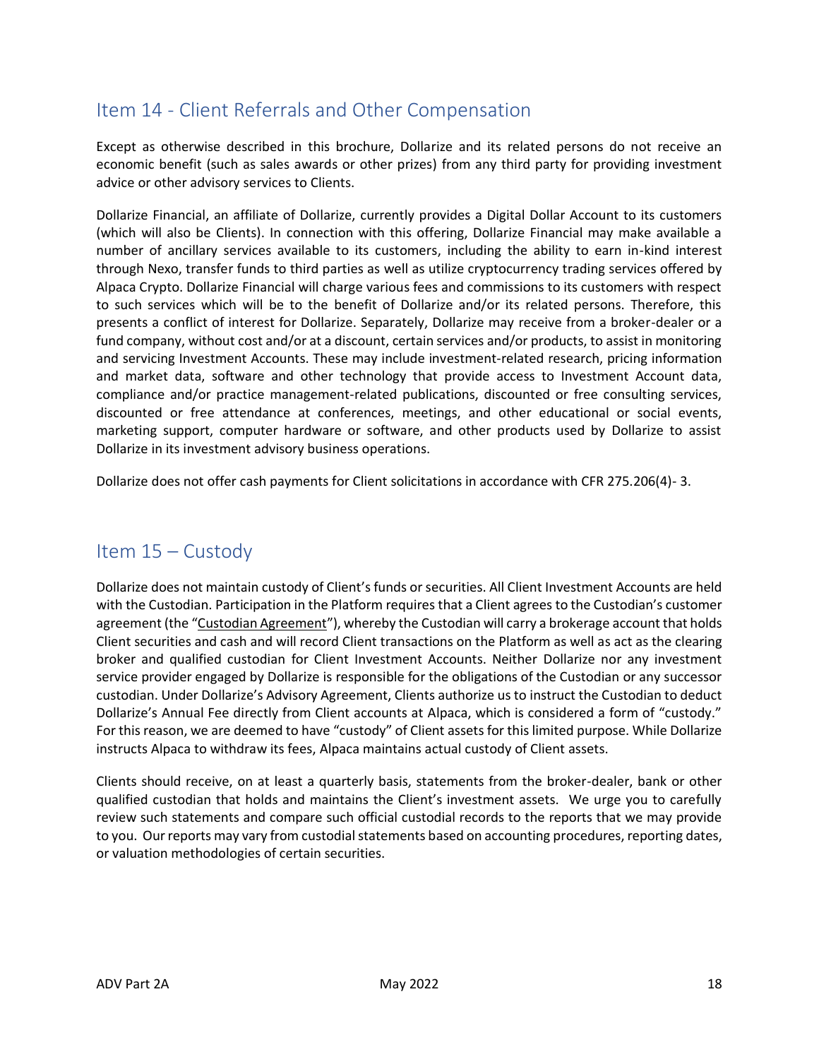## Item 14 - Client Referrals and Other Compensation

Except as otherwise described in this brochure, Dollarize and its related persons do not receive an economic benefit (such as sales awards or other prizes) from any third party for providing investment advice or other advisory services to Clients.

Dollarize Financial, an affiliate of Dollarize, currently provides a Digital Dollar Account to its customers (which will also be Clients). In connection with this offering, Dollarize Financial may make available a number of ancillary services available to its customers, including the ability to earn in-kind interest through Nexo, transfer funds to third parties as well as utilize cryptocurrency trading services offered by Alpaca Crypto. Dollarize Financial will charge various fees and commissions to its customers with respect to such services which will be to the benefit of Dollarize and/or its related persons. Therefore, this presents a conflict of interest for Dollarize. Separately, Dollarize may receive from a broker-dealer or a fund company, without cost and/or at a discount, certain services and/or products, to assist in monitoring and servicing Investment Accounts. These may include investment-related research, pricing information and market data, software and other technology that provide access to Investment Account data, compliance and/or practice management-related publications, discounted or free consulting services, discounted or free attendance at conferences, meetings, and other educational or social events, marketing support, computer hardware or software, and other products used by Dollarize to assist Dollarize in its investment advisory business operations.

Dollarize does not offer cash payments for Client solicitations in accordance with CFR 275.206(4)- 3.

## Item 15 – Custody

Dollarize does not maintain custody of Client's funds or securities. All Client Investment Accounts are held with the Custodian. Participation in the Platform requires that a Client agrees to the Custodian's customer agreement (the "Custodian Agreement"), whereby the Custodian will carry a brokerage account that holds Client securities and cash and will record Client transactions on the Platform as well as act as the clearing broker and qualified custodian for Client Investment Accounts. Neither Dollarize nor any investment service provider engaged by Dollarize is responsible for the obligations of the Custodian or any successor custodian. Under Dollarize's Advisory Agreement, Clients authorize us to instruct the Custodian to deduct Dollarize's Annual Fee directly from Client accounts at Alpaca, which is considered a form of "custody." For this reason, we are deemed to have "custody" of Client assets for this limited purpose. While Dollarize instructs Alpaca to withdraw its fees, Alpaca maintains actual custody of Client assets.

Clients should receive, on at least a quarterly basis, statements from the broker-dealer, bank or other qualified custodian that holds and maintains the Client's investment assets. We urge you to carefully review such statements and compare such official custodial records to the reports that we may provide to you. Our reports may vary from custodial statements based on accounting procedures, reporting dates, or valuation methodologies of certain securities.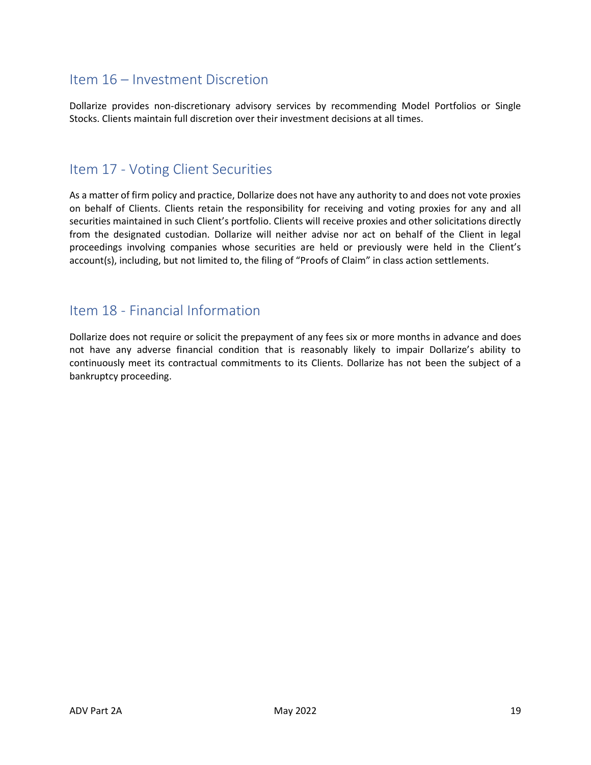## Item 16 – Investment Discretion

Dollarize provides non-discretionary advisory services by recommending Model Portfolios or Single Stocks. Clients maintain full discretion over their investment decisions at all times.

## Item 17 - Voting Client Securities

As a matter of firm policy and practice, Dollarize does not have any authority to and does not vote proxies on behalf of Clients. Clients retain the responsibility for receiving and voting proxies for any and all securities maintained in such Client's portfolio. Clients will receive proxies and other solicitations directly from the designated custodian. Dollarize will neither advise nor act on behalf of the Client in legal proceedings involving companies whose securities are held or previously were held in the Client's account(s), including, but not limited to, the filing of "Proofs of Claim" in class action settlements.

## Item 18 - Financial Information

Dollarize does not require or solicit the prepayment of any fees six or more months in advance and does not have any adverse financial condition that is reasonably likely to impair Dollarize's ability to continuously meet its contractual commitments to its Clients. Dollarize has not been the subject of a bankruptcy proceeding.